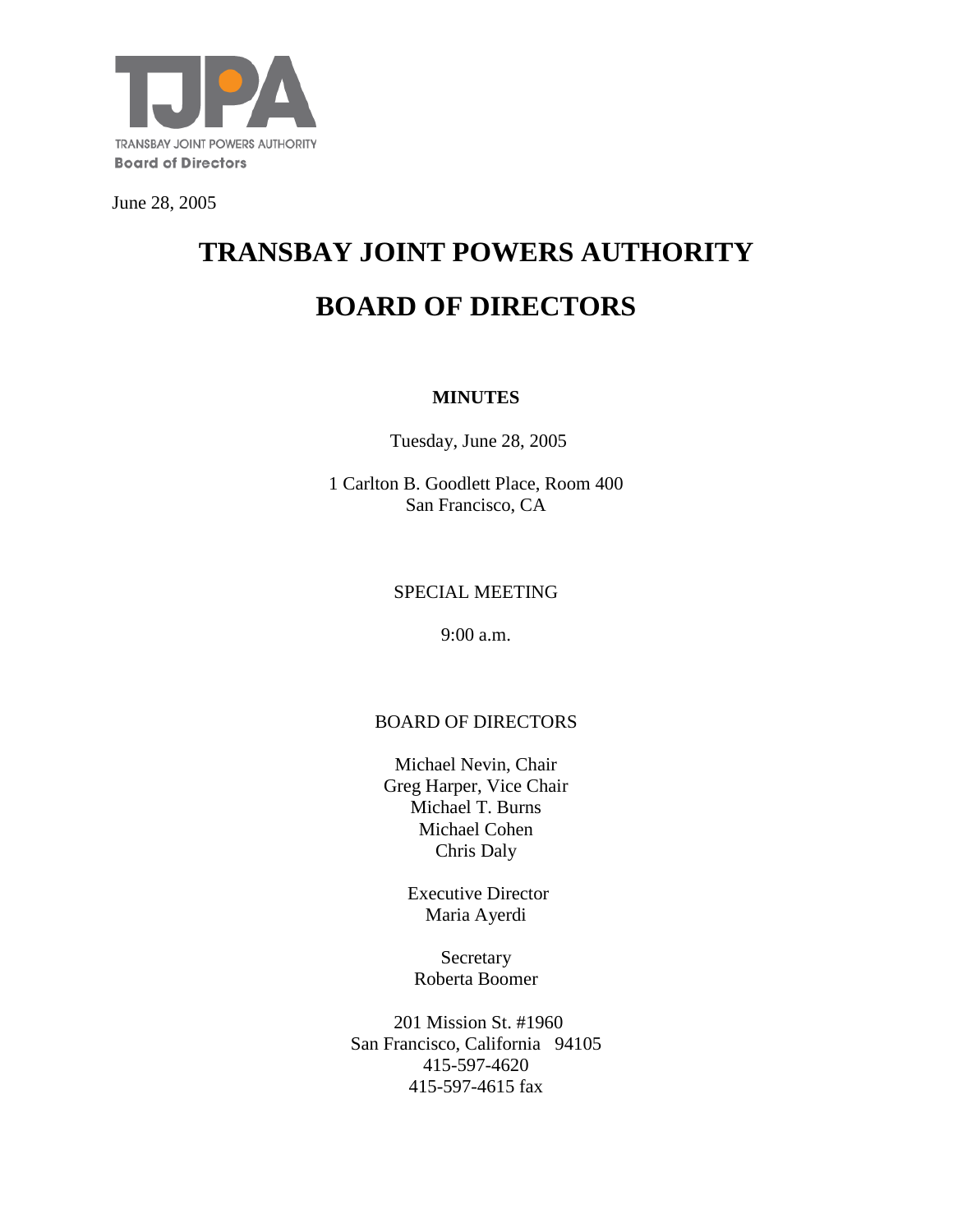TJPA

TRANSBAY JOINT POWERS AUTHORITY
**Board of Directors**

June 28, 2005

# TRANSBAY JOINT POWERS AUTHORITY

# BOARD OF DIRECTORS

**MINUTES**

Tuesday, June 28, 2005

1 Carlton B. Goodlett Place, Room 400
San Francisco, CA

SPECIAL MEETING

9:00 a.m.

BOARD OF DIRECTORS

Michael Nevin, Chair
Greg Harper, Vice Chair
Michael T. Burns
Michael Cohen
Chris Daly

Executive Director
Maria Ayerdi

Secretary
Roberta Boomer

201 Mission St. #1960
San Francisco, California 94105
415-597-4620
415-597-4615 fax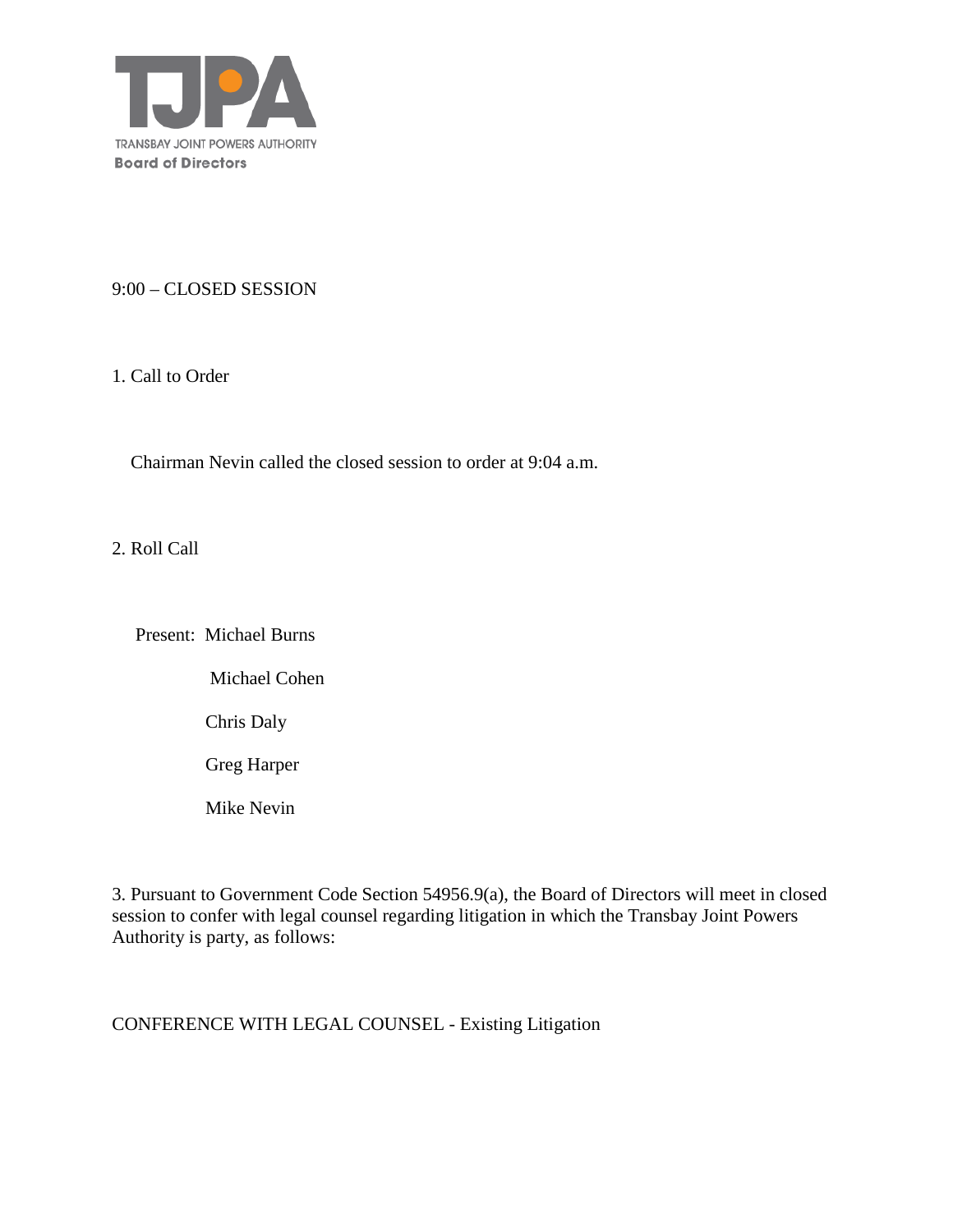TRANSBAY JOINT POWERS AUTHORITY
**Board of Directors**

9:00 – CLOSED SESSION

1. Call to Order

   Chairman Nevin called the closed session to order at 9:04 a.m.

2. Roll Call

   Present: Michael Burns
   Michael Cohen
   Chris Daly
   Greg Harper
   Mike Nevin

3. Pursuant to Government Code Section 54956.9(a), the Board of Directors will meet in closed session to confer with legal counsel regarding litigation in which the Transbay Joint Powers Authority is party, as follows:

CONFERENCE WITH LEGAL COUNSEL - Existing Litigation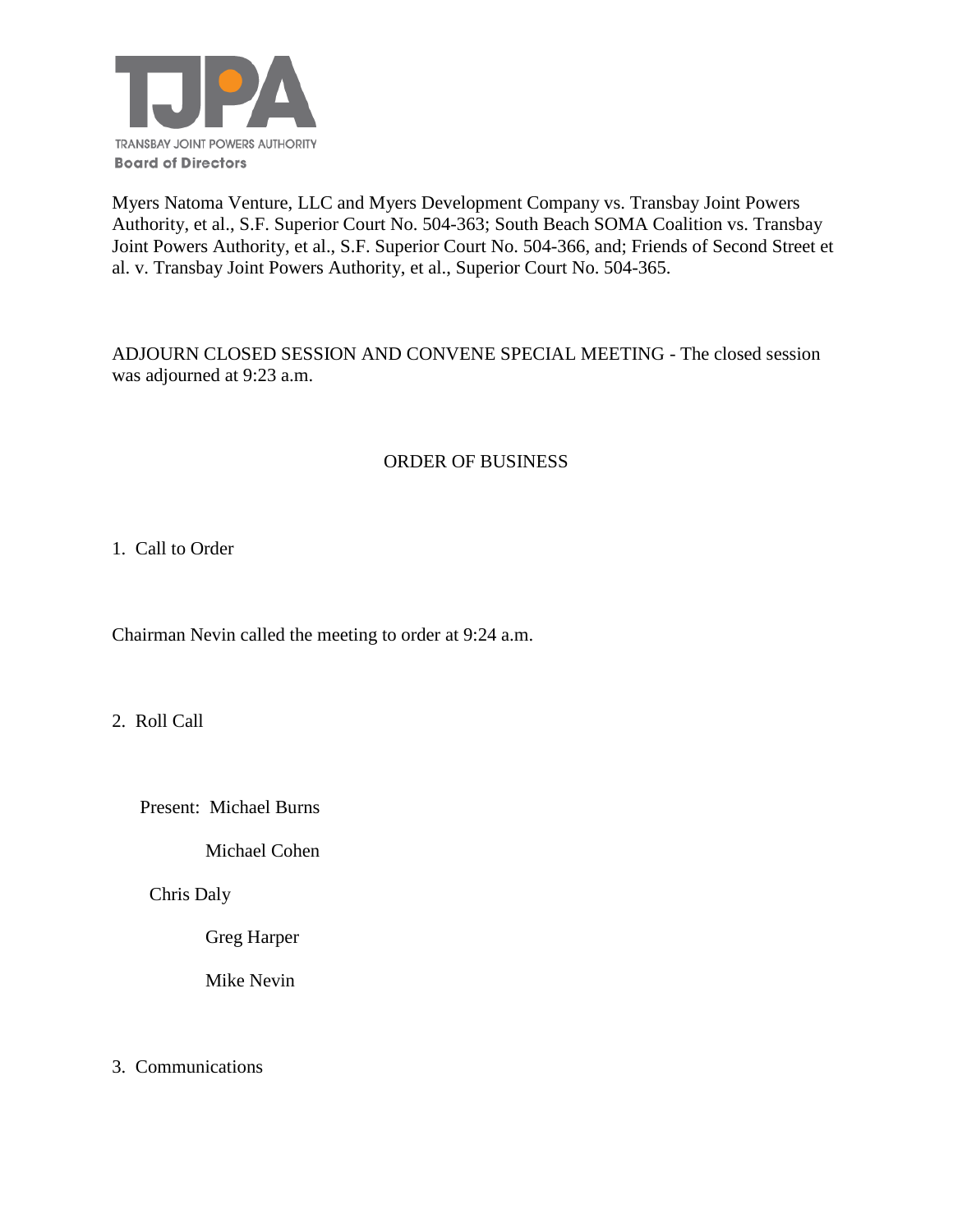Myers Natoma Venture, LLC and Myers Development Company vs. Transbay Joint Powers Authority, et al., S.F. Superior Court No. 504-363; South Beach SOMA Coalition vs. Transbay Joint Powers Authority, et al., S.F. Superior Court No. 504-366, and; Friends of Second Street et al. v. Transbay Joint Powers Authority, et al., Superior Court No. 504-365.

ADJOURN CLOSED SESSION AND CONVENE SPECIAL MEETING - The closed session was adjourned at 9:23 a.m.

ORDER OF BUSINESS

1. Call to Order

Chairman Nevin called the meeting to order at 9:24 a.m.

2. Roll Call

Present: Michael Burns

Michael Cohen

Chris Daly

Greg Harper

Mike Nevin

3. Communications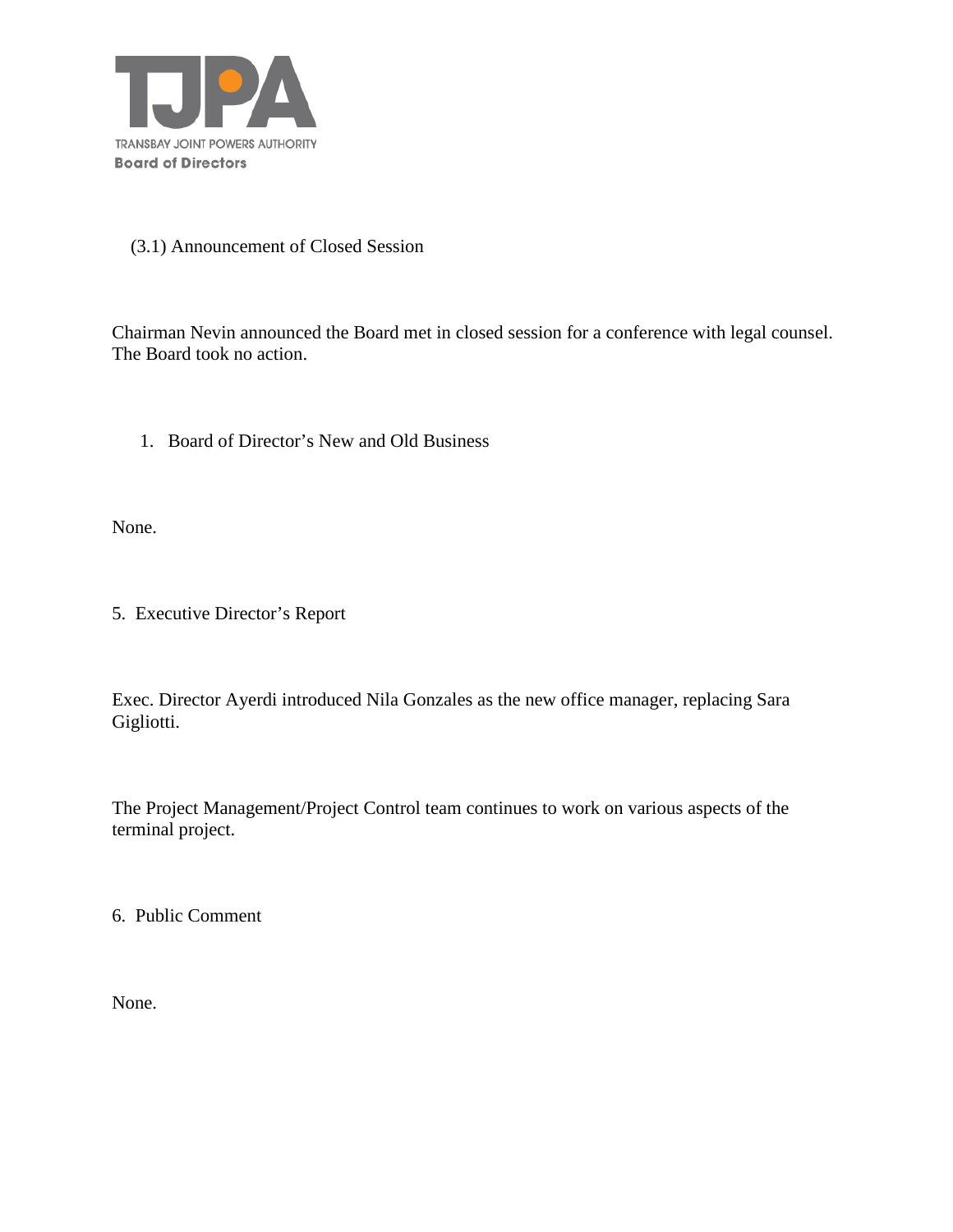TRANSBAY JOINT POWERS AUTHORITY
**Board of Directors**

(3.1) Announcement of Closed Session

Chairman Nevin announced the Board met in closed session for a conference with legal counsel. The Board took no action.

1. Board of Director's New and Old Business

None.

5. Executive Director's Report

Exec. Director Ayerdi introduced Nila Gonzales as the new office manager, replacing Sara Gigliotti.

The Project Management/Project Control team continues to work on various aspects of the terminal project.

6. Public Comment

None.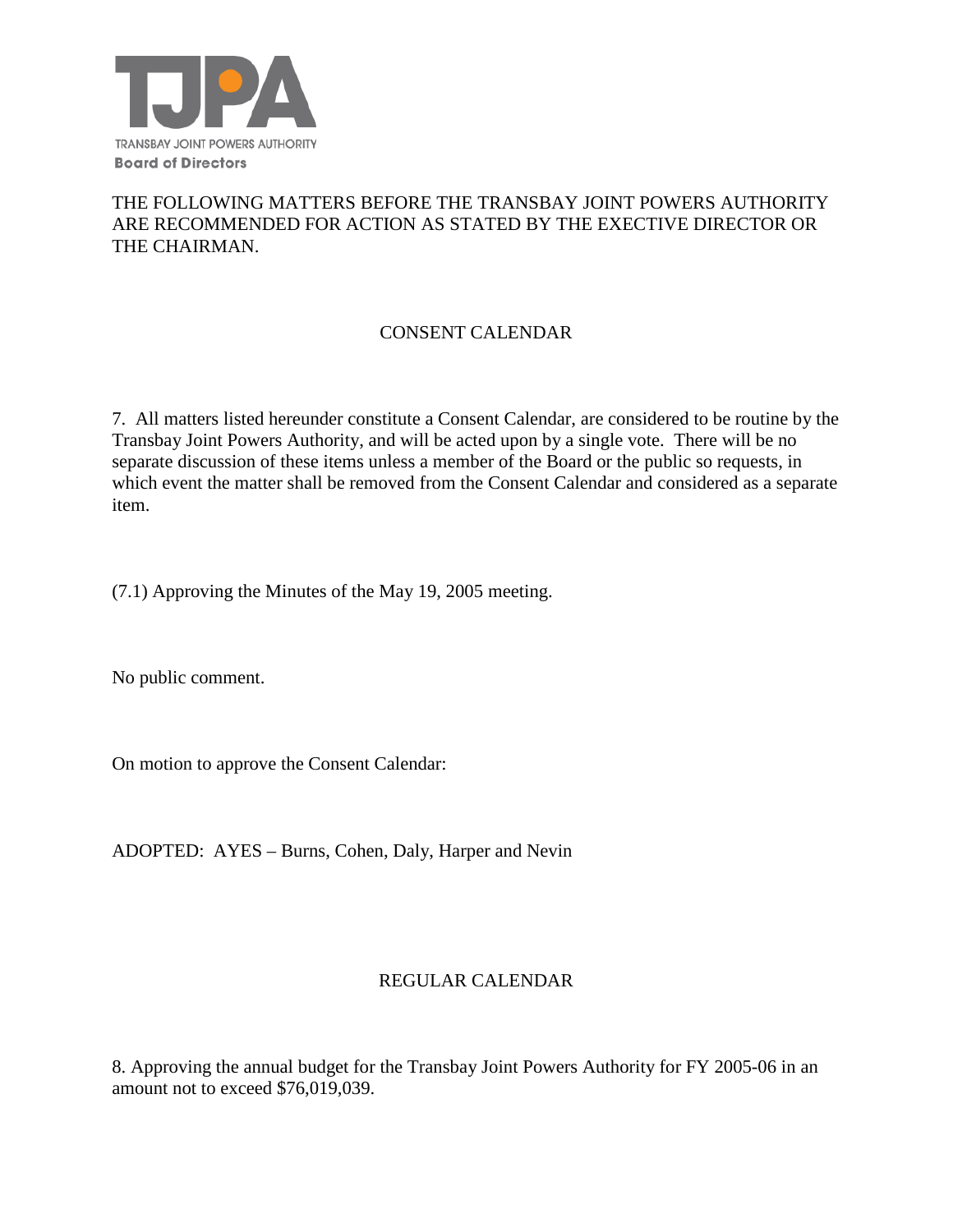TRANSBAY JOINT POWERS AUTHORITY
**Board of Directors**

THE FOLLOWING MATTERS BEFORE THE TRANSBAY JOINT POWERS AUTHORITY ARE RECOMMENDED FOR ACTION AS STATED BY THE EXECTIVE DIRECTOR OR THE CHAIRMAN.

## CONSENT CALENDAR

7. All matters listed hereunder constitute a Consent Calendar, are considered to be routine by the Transbay Joint Powers Authority, and will be acted upon by a single vote. There will be no separate discussion of these items unless a member of the Board or the public so requests, in which event the matter shall be removed from the Consent Calendar and considered as a separate item.

(7.1) Approving the Minutes of the May 19, 2005 meeting.

No public comment.

On motion to approve the Consent Calendar:

ADOPTED: AYES – Burns, Cohen, Daly, Harper and Nevin

## REGULAR CALENDAR

8. Approving the annual budget for the Transbay Joint Powers Authority for FY 2005-06 in an amount not to exceed $76,019,039.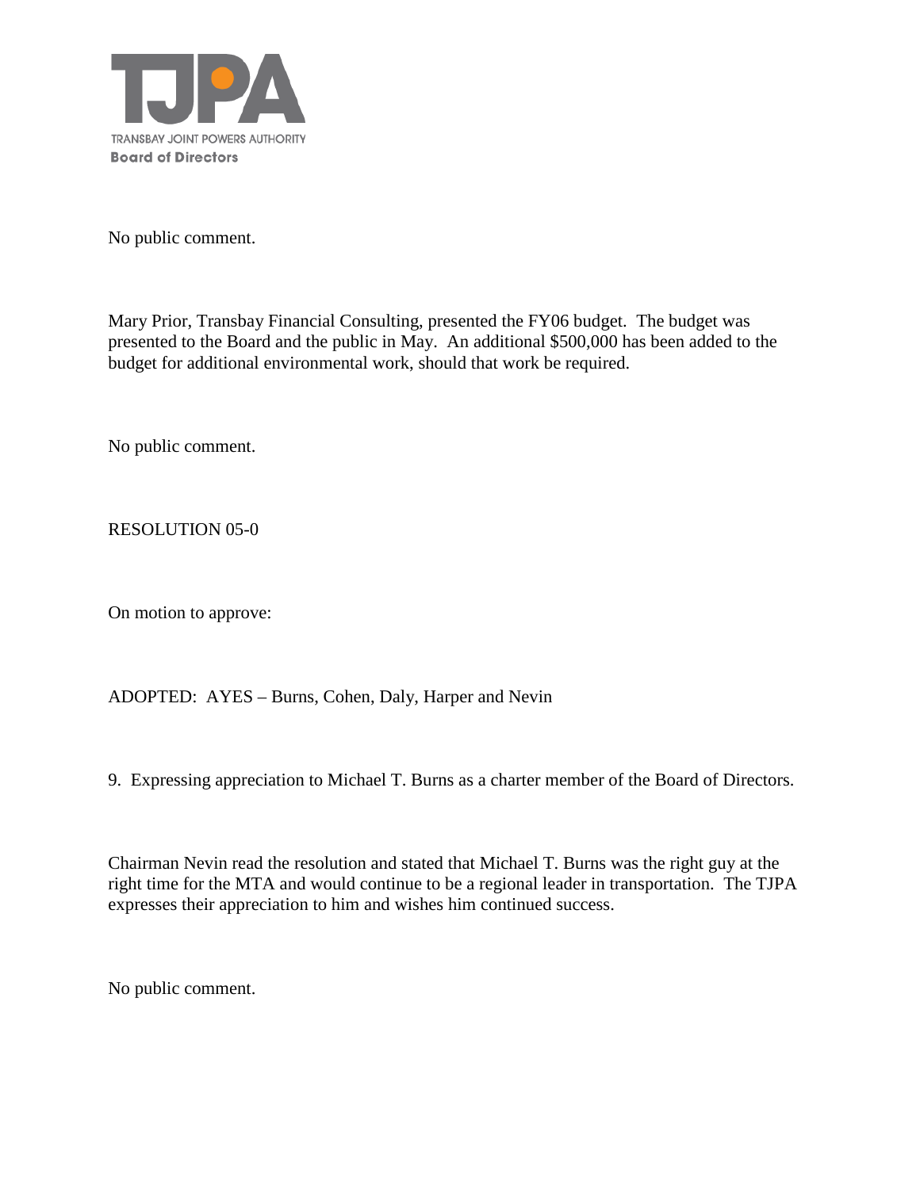No public comment.

Mary Prior, Transbay Financial Consulting, presented the FY06 budget. The budget was presented to the Board and the public in May. An additional $500,000 has been added to the budget for additional environmental work, should that work be required.

No public comment.

RESOLUTION 05-0

On motion to approve:

ADOPTED: AYES – Burns, Cohen, Daly, Harper and Nevin

9. Expressing appreciation to Michael T. Burns as a charter member of the Board of Directors.

Chairman Nevin read the resolution and stated that Michael T. Burns was the right guy at the right time for the MTA and would continue to be a regional leader in transportation. The TJPA expresses their appreciation to him and wishes him continued success.

No public comment.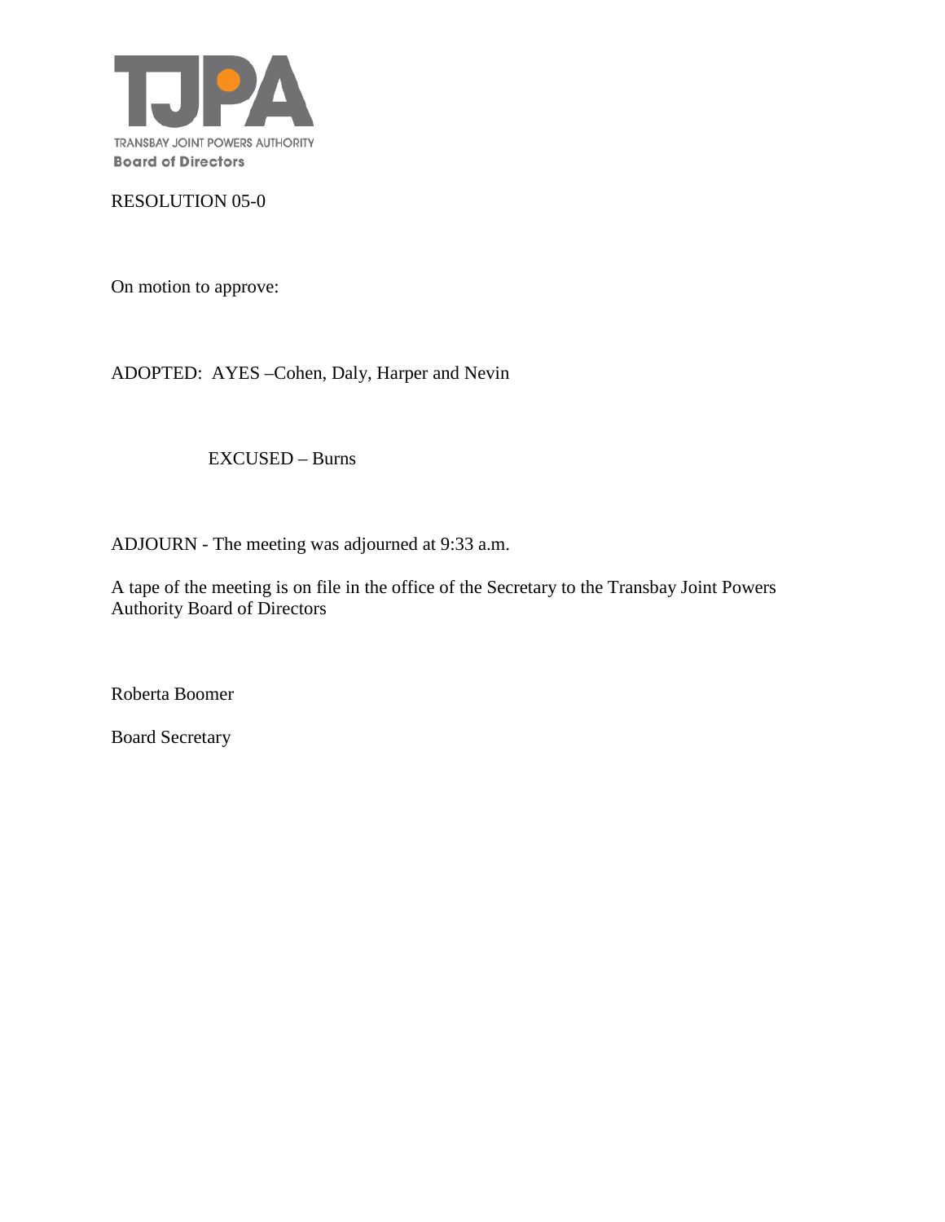TRANSBAY JOINT POWERS AUTHORITY
**Board of Directors**

RESOLUTION 05-0

On motion to approve:

ADOPTED: AYES –Cohen, Daly, Harper and Nevin

EXCUSED – Burns

ADJOURN - The meeting was adjourned at 9:33 a.m.

A tape of the meeting is on file in the office of the Secretary to the Transbay Joint Powers Authority Board of Directors

Roberta Boomer

Board Secretary